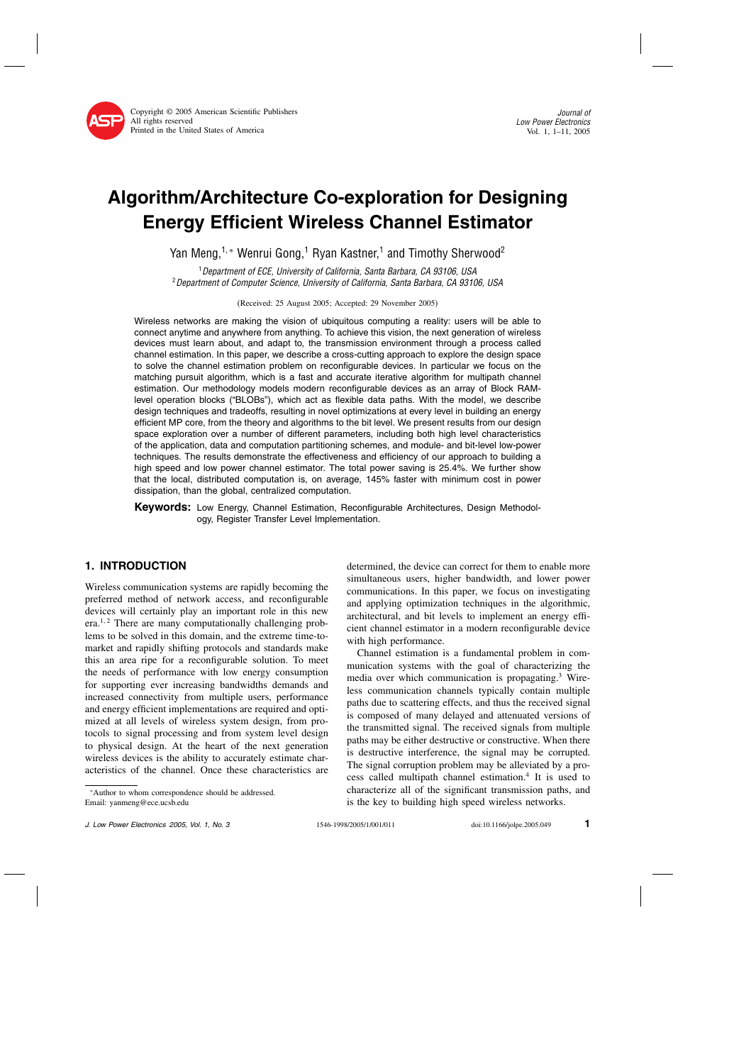# Algorithm/Architecture Co-exploration for Designing Energy Efficient Wireless Channel Estimator

Yan Meng,[1,*] Wenrui Gong,[1] Ryan Kastner,[1] and Timothy Sherwood[2]

[1] *Department of ECE, University of California, Santa Barbara, CA 93106, USA*
[2] *Department of Computer Science, University of California, Santa Barbara, CA 93106, USA*

(Received: 25 August 2005; Accepted: 29 November 2005)

Wireless networks are making the vision of ubiquitous computing a reality: users will be able to connect anytime and anywhere from anything. To achieve this vision, the next generation of wireless devices must learn about, and adapt to, the transmission environment through a process called channel estimation. In this paper, we describe a cross-cutting approach to explore the design space to solve the channel estimation problem on reconfigurable devices. In particular we focus on the matching pursuit algorithm, which is a fast and accurate iterative algorithm for multipath channel estimation. Our methodology models modern reconfigurable devices as an array of Block RAM-level operation blocks ("BLOBs"), which act as flexible data paths. With the model, we describe design techniques and tradeoffs, resulting in novel optimizations at every level in building an energy efficient MP core, from the theory and algorithms to the bit level. We present results from our design space exploration over a number of different parameters, including both high level characteristics of the application, data and computation partitioning schemes, and module- and bit-level low-power techniques. The results demonstrate the effectiveness and efficiency of our approach to building a high speed and low power channel estimator. The total power saving is 25.4%. We further show that the local, distributed computation is, on average, 145% faster with minimum cost in power dissipation, than the global, centralized computation.

**Keywords:** Low Energy, Channel Estimation, Reconfigurable Architectures, Design Methodology, Register Transfer Level Implementation.

## 1. INTRODUCTION

Wireless communication systems are rapidly becoming the preferred method of network access, and reconfigurable devices will certainly play an important role in this new era.[1,2] There are many computationally challenging problems to be solved in this domain, and the extreme time-to-market and rapidly shifting protocols and standards make this an area ripe for a reconfigurable solution. To meet the needs of performance with low energy consumption for supporting ever increasing bandwidths demands and increased connectivity from multiple users, performance and energy efficient implementations are required and optimized at all levels of wireless system design, from protocols to signal processing and from system level design to physical design. At the heart of the next generation wireless devices is the ability to accurately estimate characteristics of the channel. Once these characteristics are determined, the device can correct for them to enable more simultaneous users, higher bandwidth, and lower power communications. In this paper, we focus on investigating and applying optimization techniques in the algorithmic, architectural, and bit levels to implement an energy efficient channel estimator in a modern reconfigurable device with high performance.

Channel estimation is a fundamental problem in communication systems with the goal of characterizing the media over which communication is propagating.[3] Wireless communication channels typically contain multiple paths due to scattering effects, and thus the received signal is composed of many delayed and attenuated versions of the transmitted signal. The received signals from multiple paths may be either destructive or constructive. When there is destructive interference, the signal may be corrupted. The signal corruption problem may be alleviated by a process called multipath channel estimation.[4] It is used to characterize all of the significant transmission paths, and is the key to building high speed wireless networks.

*Author to whom correspondence should be addressed.
Email: yanmeng@ece.ucsb.edu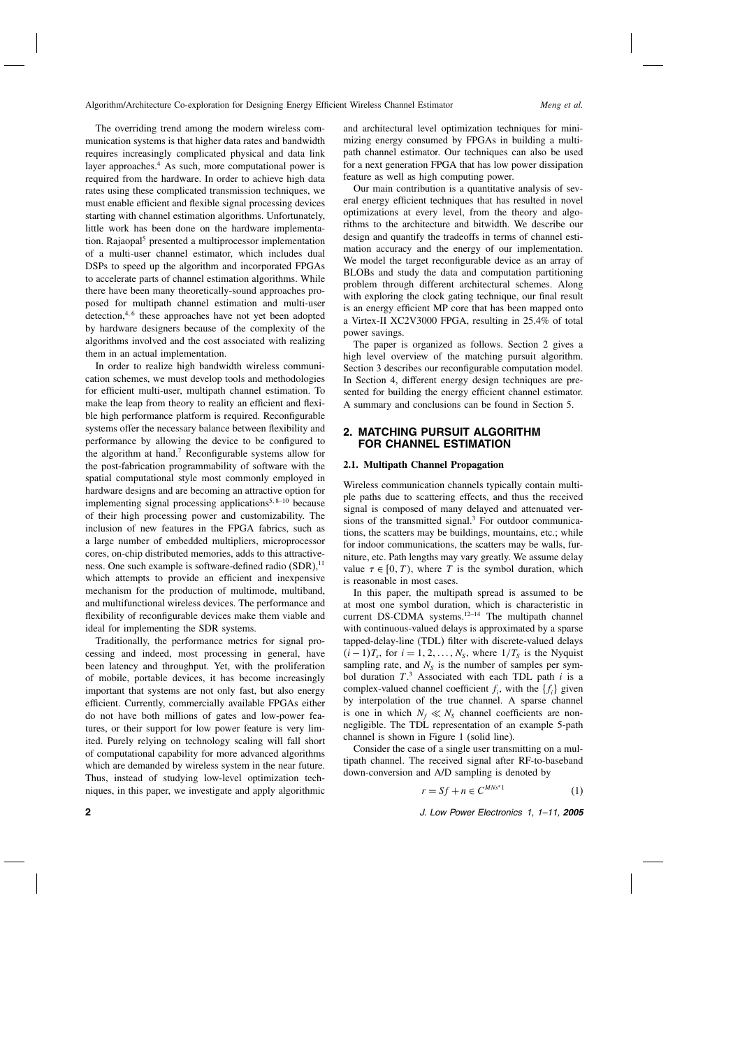The overriding trend among the modern wireless communication systems is that higher data rates and bandwidth requires increasingly complicated physical and data link layer approaches.[4] As such, more computational power is required from the hardware. In order to achieve high data rates using these complicated transmission techniques, we must enable efficient and flexible signal processing devices starting with channel estimation algorithms. Unfortunately, little work has been done on the hardware implementation. Rajaopal[5] presented a multiprocessor implementation of a multi-user channel estimator, which includes dual DSPs to speed up the algorithm and incorporated FPGAs to accelerate parts of channel estimation algorithms. While there have been many theoretically-sound approaches proposed for multipath channel estimation and multi-user detection,[4,6] these approaches have not yet been adopted by hardware designers because of the complexity of the algorithms involved and the cost associated with realizing them in an actual implementation.

In order to realize high bandwidth wireless communication schemes, we must develop tools and methodologies for efficient multi-user, multipath channel estimation. To make the leap from theory to reality an efficient and flexible high performance platform is required. Reconfigurable systems offer the necessary balance between flexibility and performance by allowing the device to be configured to the algorithm at hand.[7] Reconfigurable systems allow for the post-fabrication programmability of software with the spatial computational style most commonly employed in hardware designs and are becoming an attractive option for implementing signal processing applications[5,8–10] because of their high processing power and customizability. The inclusion of new features in the FPGA fabrics, such as a large number of embedded multipliers, microprocessor cores, on-chip distributed memories, adds to this attractiveness. One such example is software-defined radio (SDR),[11] which attempts to provide an efficient and inexpensive mechanism for the production of multimode, multiband, and multifunctional wireless devices. The performance and flexibility of reconfigurable devices make them viable and ideal for implementing the SDR systems.

Traditionally, the performance metrics for signal processing and indeed, most processing in general, have been latency and throughput. Yet, with the proliferation of mobile, portable devices, it has become increasingly important that systems are not only fast, but also energy efficient. Currently, commercially available FPGAs either do not have both millions of gates and low-power features, or their support for low power feature is very limited. Purely relying on technology scaling will fall short of computational capability for more advanced algorithms which are demanded by wireless system in the near future. Thus, instead of studying low-level optimization techniques, in this paper, we investigate and apply algorithmic and architectural level optimization techniques for minimizing energy consumed by FPGAs in building a multipath channel estimator. Our techniques can also be used for a next generation FPGA that has low power dissipation feature as well as high computing power.

Our main contribution is a quantitative analysis of several energy efficient techniques that has resulted in novel optimizations at every level, from the theory and algorithms to the architecture and bitwidth. We describe our design and quantify the tradeoffs in terms of channel estimation accuracy and the energy of our implementation. We model the target reconfigurable device as an array of BLOBs and study the data and computation partitioning problem through different architectural schemes. Along with exploring the clock gating technique, our final result is an energy efficient MP core that has been mapped onto a Virtex-II XC2V3000 FPGA, resulting in 25.4% of total power savings.

The paper is organized as follows. Section 2 gives a high level overview of the matching pursuit algorithm. Section 3 describes our reconfigurable computation model. In Section 4, different energy design techniques are presented for building the energy efficient channel estimator. A summary and conclusions can be found in Section 5.

## 2. MATCHING PURSUIT ALGORITHM FOR CHANNEL ESTIMATION

### 2.1. Multipath Channel Propagation

Wireless communication channels typically contain multiple paths due to scattering effects, and thus the received signal is composed of many delayed and attenuated versions of the transmitted signal.[3] For outdoor communications, the scatters may be buildings, mountains, etc.; while for indoor communications, the scatters may be walls, furniture, etc. Path lengths may vary greatly. We assume delay value $\tau \in [0, T)$, where $T$ is the symbol duration, which is reasonable in most cases.

In this paper, the multipath spread is assumed to be at most one symbol duration, which is characteristic in current DS-CDMA systems.[12–14] The multipath channel with continuous-valued delays is approximated by a sparse tapped-delay-line (TDL) filter with discrete-valued delays $(i-1)T_s$, for $i = 1, 2, \ldots, N_S$, where $1/T_S$ is the Nyquist sampling rate, and $N_S$ is the number of samples per symbol duration $T$.[3] Associated with each TDL path $i$ is a complex-valued channel coefficient $f_i$, with the $\{f_i\}$ given by interpolation of the true channel. A sparse channel is one in which $N_f \ll N_S$ channel coefficients are non-negligible. The TDL representation of an example 5-path channel is shown in Figure 1 (solid line).

Consider the case of a single user transmitting on a multipath channel. The received signal after RF-to-baseband down-conversion and A/D sampling is denoted by

$$r = Sf + n \in C^{MN_S*1} \tag{1}$$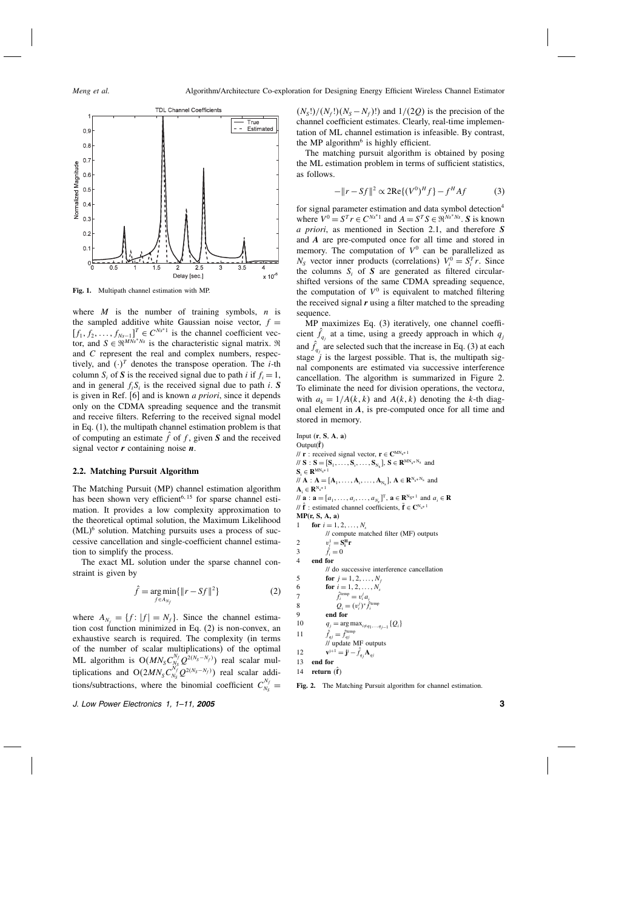Fig. 1. Multipath channel estimation with MP.

where $M$ is the number of training symbols, $n$ is the sampled additive white Gaussian noise vector, $f = [f_1, f_2, \ldots, f_{Ns-1}]^T \in C^{Ns*1}$ is the channel coefficient vector, and $S \in \Re^{MNs*Ns}$ is the characteristic signal matrix. $\Re$ and $C$ represent the real and complex numbers, respectively, and $(\cdot)^T$ denotes the transpose operation. The $i$-th column $S_i$ of $\boldsymbol{S}$ is the received signal due to path $i$ if $f_i = 1$, and in general $f_i S_i$ is the received signal due to path $i$. $\boldsymbol{S}$ is given in Ref. [6] and is known *a priori*, since it depends only on the CDMA spreading sequence and the transmit and receive filters. Referring to the received signal model in Eq. (1), the multipath channel estimation problem is that of computing an estimate $\hat{f}$ of $f$, given $\boldsymbol{S}$ and the received signal vector $\boldsymbol{r}$ containing noise $\boldsymbol{n}$.

### 2.2. Matching Pursuit Algorithm

The Matching Pursuit (MP) channel estimation algorithm has been shown very efficient[6, 15] for sparse channel estimation. It provides a low complexity approximation to the theoretical optimal solution, the Maximum Likelihood (ML)[6] solution. Matching pursuits uses a process of successive cancellation and single-coefficient channel estimation to simplify the process.

The exact ML solution under the sparse channel constraint is given by

$$\hat{f} = \underset{f \in A_{N_f}}{\arg\min}\{\|r - Sf\|^2\} \tag{2}$$

where $A_{N_f} = \{f: |f| = N_f\}$. Since the channel estimation cost function minimized in Eq. (2) is non-convex, an exhaustive search is required. The complexity (in terms of the number of scalar multiplications) of the optimal ML algorithm is $O(MN_S C_{N_S}^{N_f} Q^{2(N_S-N_f)})$ real scalar multiplications and $O(2MN_S C_{N_S}^{N_f} Q^{2(N_S-N_f)})$ real scalar additions/subtractions, where the binomial coefficient $C_{N_S}^{N_f} = (N_S!)/(N_f!)(N_S - N_f)!)$ and $1/(2Q)$ is the precision of the channel coefficient estimates. Clearly, real-time implementation of ML channel estimation is infeasible. By contrast, the MP algorithm[6] is highly efficient.

The matching pursuit algorithm is obtained by posing the ML estimation problem in terms of sufficient statistics, as follows.

$$-\|r - Sf\|^2 \propto 2\text{Re}\{(V^0)^H f\} - f^H A f \tag{3}$$

for signal parameter estimation and data symbol detection[4] where $V^0 = S^T r \in C^{Ns*1}$ and $A = S^T S \in \Re^{Ns*Ns}$. $\boldsymbol{S}$ is known *a priori*, as mentioned in Section 2.1, and therefore $\boldsymbol{S}$ and $\boldsymbol{A}$ are pre-computed once for all time and stored in memory. The computation of $V^0$ can be parallelized as $N_S$ vector inner products (correlations) $V_i^0 = S_i^T r$. Since the columns $S_i$ of $\boldsymbol{S}$ are generated as filtered circular-shifted versions of the same CDMA spreading sequence, the computation of $V^0$ is equivalent to matched filtering the received signal $\boldsymbol{r}$ using a filter matched to the spreading sequence.

MP maximizes Eq. (3) iteratively, one channel coefficient $\hat{f}_{q_j}$ at a time, using a greedy approach in which $q_j$ and $\hat{f}_{q_j}$ are selected such that the increase in Eq. (3) at each stage $j$ is the largest possible. That is, the multipath signal components are estimated via successive interference cancellation. The algorithm is summarized in Figure 2. To eliminate the need for division operations, the vector $a$, with $a_k = 1/A(k,k)$ and $A(k,k)$ denoting the $k$-th diagonal element in $\boldsymbol{A}$, is pre-computed once for all time and stored in memory.

```
Input (r, S, A, a)
Output(f̂)
// r : received signal vector, r ∈ C^{MNs*1}
// S : S = [S_1, ..., S_i, ..., S_Ns], S ∈ R^{MNs*Ns} and S_i ∈ R^{MNs*1}
// A : A = [A_1, ..., A_i, ..., A_Ns], A ∈ R^{Ns*Ns} and A_i ∈ R^{Ns*1}
// a : a = [a_1, ..., a_i, ..., a_Ns]^T, a ∈ R^{Ns*1} and a_i ∈ R
// f̂ : estimated channel coefficients, f̂ ∈ C^{Ns*1}
MP(r, S, A, a)
1   for i = 1, 2, ..., N_s
        // compute matched filter (MF) outputs
2       v_i^1 = S_i^H r
3       f̂_i = 0
4   end for
        // do successive interference cancellation
5       for j = 1, 2, ..., N_f
6       for i = 1, 2, ..., N_s
7           f̂_i^temp = v_i^j a_i
8           Q_i = (v_i^j)* f̂_i^temp
9       end for
10      q_j = arg max_{i≠q_1,...,q_{j-1}} {Q_i}
11      f̂_qj = f̂_qj^temp
        // update MF outputs
12      v^{j+1} = j^j − f̂_qj A_qj
13  end for
14  return (f̂)
```

Fig. 2. The Matching Pursuit algorithm for channel estimation.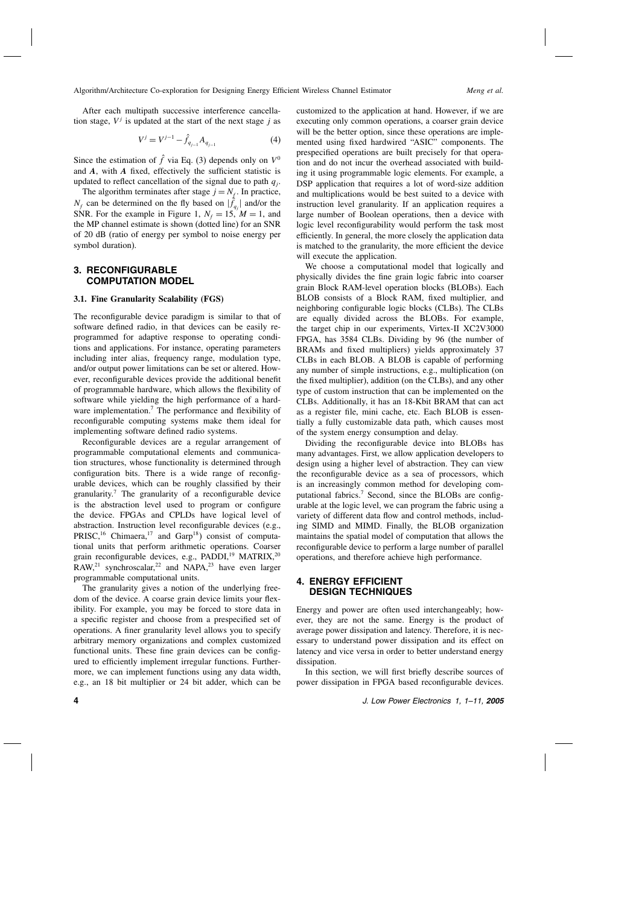After each multipath successive interference cancellation stage, $V^j$ is updated at the start of the next stage $j$ as

$$V^j = V^{j-1} - \hat{f}_{q_{j-1}} A_{q_{j-1}} \tag{4}$$

Since the estimation of $\hat{f}$ via Eq. (3) depends only on $V^0$ and $\boldsymbol{A}$, with $\boldsymbol{A}$ fixed, effectively the sufficient statistic is updated to reflect cancellation of the signal due to path $q_j$.

The algorithm terminates after stage $j = N_f$. In practice, $N_f$ can be determined on the fly based on $|\hat{f}_{q_j}|$ and/or the SNR. For the example in Figure 1, $N_f = 15$, $M = 1$, and the MP channel estimate is shown (dotted line) for an SNR of 20 dB (ratio of energy per symbol to noise energy per symbol duration).

## 3. RECONFIGURABLE COMPUTATION MODEL

### 3.1. Fine Granularity Scalability (FGS)

The reconfigurable device paradigm is similar to that of software defined radio, in that devices can be easily reprogrammed for adaptive response to operating conditions and applications. For instance, operating parameters including inter alias, frequency range, modulation type, and/or output power limitations can be set or altered. However, reconfigurable devices provide the additional benefit of programmable hardware, which allows the flexibility of software while yielding the high performance of a hardware implementation.[7] The performance and flexibility of reconfigurable computing systems make them ideal for implementing software defined radio systems.

Reconfigurable devices are a regular arrangement of programmable computational elements and communication structures, whose functionality is determined through configuration bits. There is a wide range of reconfigurable devices, which can be roughly classified by their granularity.[7] The granularity of a reconfigurable device is the abstraction level used to program or configure the device. FPGAs and CPLDs have logical level of abstraction. Instruction level reconfigurable devices (e.g., PRISC,[16] Chimaera,[17] and Garp[18]) consist of computational units that perform arithmetic operations. Coarser grain reconfigurable devices, e.g., PADDI,[19] MATRIX,[20] RAW,[21] synchroscalar,[22] and NAPA,[23] have even larger programmable computational units.

The granularity gives a notion of the underlying freedom of the device. A coarse grain device limits your flexibility. For example, you may be forced to store data in a specific register and choose from a prespecified set of operations. A finer granularity level allows you to specify arbitrary memory organizations and complex customized functional units. These fine grain devices can be configured to efficiently implement irregular functions. Furthermore, we can implement functions using any data width, e.g., an 18 bit multiplier or 24 bit adder, which can be customized to the application at hand. However, if we are executing only common operations, a coarser grain device will be the better option, since these operations are implemented using fixed hardwired "ASIC" components. The prespecified operations are built precisely for that operation and do not incur the overhead associated with building it using programmable logic elements. For example, a DSP application that requires a lot of word-size addition and multiplications would be best suited to a device with instruction level granularity. If an application requires a large number of Boolean operations, then a device with logic level reconfigurability would perform the task most efficiently. In general, the more closely the application data is matched to the granularity, the more efficient the device will execute the application.

We choose a computational model that logically and physically divides the fine grain logic fabric into coarser grain Block RAM-level operation blocks (BLOBs). Each BLOB consists of a Block RAM, fixed multiplier, and neighboring configurable logic blocks (CLBs). The CLBs are equally divided across the BLOBs. For example, the target chip in our experiments, Virtex-II XC2V3000 FPGA, has 3584 CLBs. Dividing by 96 (the number of BRAMs and fixed multipliers) yields approximately 37 CLBs in each BLOB. A BLOB is capable of performing any number of simple instructions, e.g., multiplication (on the fixed multiplier), addition (on the CLBs), and any other type of custom instruction that can be implemented on the CLBs. Additionally, it has an 18-Kbit BRAM that can act as a register file, mini cache, etc. Each BLOB is essentially a fully customizable data path, which causes most of the system energy consumption and delay.

Dividing the reconfigurable device into BLOBs has many advantages. First, we allow application developers to design using a higher level of abstraction. They can view the reconfigurable device as a sea of processors, which is an increasingly common method for developing computational fabrics.[7] Second, since the BLOBs are configurable at the logic level, we can program the fabric using a variety of different data flow and control methods, including SIMD and MIMD. Finally, the BLOB organization maintains the spatial model of computation that allows the reconfigurable device to perform a large number of parallel operations, and therefore achieve high performance.

## 4. ENERGY EFFICIENT DESIGN TECHNIQUES

Energy and power are often used interchangeably; however, they are not the same. Energy is the product of average power dissipation and latency. Therefore, it is necessary to understand power dissipation and its effect on latency and vice versa in order to better understand energy dissipation.

In this section, we will first briefly describe sources of power dissipation in FPGA based reconfigurable devices.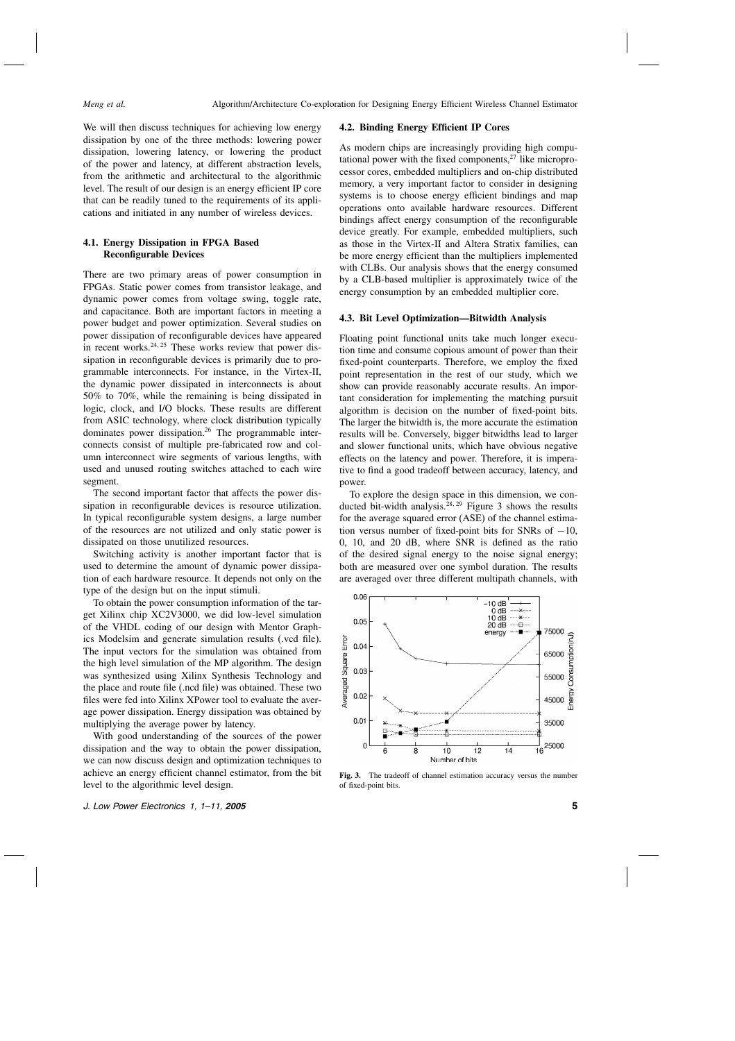We will then discuss techniques for achieving low energy dissipation by one of the three methods: lowering power dissipation, lowering latency, or lowering the product of the power and latency, at different abstraction levels, from the arithmetic and architectural to the algorithmic level. The result of our design is an energy efficient IP core that can be readily tuned to the requirements of its applications and initiated in any number of wireless devices.

### 4.1. Energy Dissipation in FPGA Based Reconfigurable Devices

There are two primary areas of power consumption in FPGAs. Static power comes from transistor leakage, and dynamic power comes from voltage swing, toggle rate, and capacitance. Both are important factors in meeting a power budget and power optimization. Several studies on power dissipation of reconfigurable devices have appeared in recent works.[24, 25] These works review that power dissipation in reconfigurable devices is primarily due to programmable interconnects. For instance, in the Virtex-II, the dynamic power dissipated in interconnects is about 50% to 70%, while the remaining is being dissipated in logic, clock, and I/O blocks. These results are different from ASIC technology, where clock distribution typically dominates power dissipation.[26] The programmable interconnects consist of multiple pre-fabricated row and column interconnect wire segments of various lengths, with used and unused routing switches attached to each wire segment.

The second important factor that affects the power dissipation in reconfigurable devices is resource utilization. In typical reconfigurable system designs, a large number of the resources are not utilized and only static power is dissipated on those unutilized resources.

Switching activity is another important factor that is used to determine the amount of dynamic power dissipation of each hardware resource. It depends not only on the type of the design but on the input stimuli.

To obtain the power consumption information of the target Xilinx chip XC2V3000, we did low-level simulation of the VHDL coding of our design with Mentor Graphics Modelsim and generate simulation results (.vcd file). The input vectors for the simulation was obtained from the high level simulation of the MP algorithm. The design was synthesized using Xilinx Synthesis Technology and the place and route file (.ncd file) was obtained. These two files were fed into Xilinx XPower tool to evaluate the average power dissipation. Energy dissipation was obtained by multiplying the average power by latency.

With good understanding of the sources of the power dissipation and the way to obtain the power dissipation, we can now discuss design and optimization techniques to achieve an energy efficient channel estimator, from the bit level to the algorithmic level design.

### 4.2. Binding Energy Efficient IP Cores

As modern chips are increasingly providing high computational power with the fixed components,[27] like microprocessor cores, embedded multipliers and on-chip distributed memory, a very important factor to consider in designing systems is to choose energy efficient bindings and map operations onto available hardware resources. Different bindings affect energy consumption of the reconfigurable device greatly. For example, embedded multipliers, such as those in the Virtex-II and Altera Stratix families, can be more energy efficient than the multipliers implemented with CLBs. Our analysis shows that the energy consumed by a CLB-based multiplier is approximately twice of the energy consumption by an embedded multiplier core.

### 4.3. Bit Level Optimization—Bitwidth Analysis

Floating point functional units take much longer execution time and consume copious amount of power than their fixed-point counterparts. Therefore, we employ the fixed point representation in the rest of our study, which we show can provide reasonably accurate results. An important consideration for implementing the matching pursuit algorithm is decision on the number of fixed-point bits. The larger the bitwidth is, the more accurate the estimation results will be. Conversely, bigger bitwidths lead to larger and slower functional units, which have obvious negative effects on the latency and power. Therefore, it is imperative to find a good tradeoff between accuracy, latency, and power.

To explore the design space in this dimension, we conducted bit-width analysis.[28, 29] Figure 3 shows the results for the average squared error (ASE) of the channel estimation versus number of fixed-point bits for SNRs of −10, 0, 10, and 20 dB, where SNR is defined as the ratio of the desired signal energy to the noise signal energy; both are measured over one symbol duration. The results are averaged over three different multipath channels, with

**Fig. 3.** The tradeoff of channel estimation accuracy versus the number of fixed-point bits.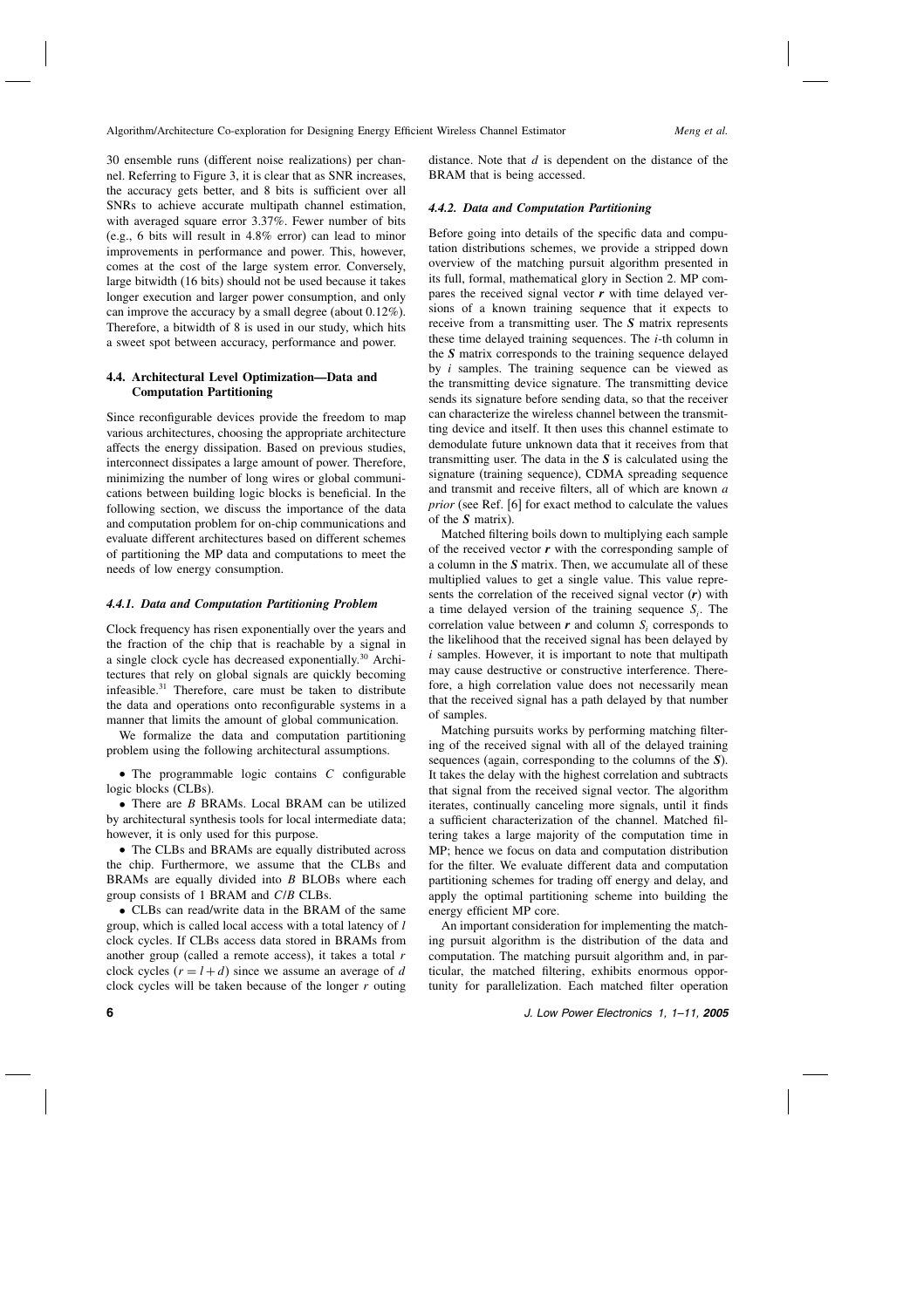30 ensemble runs (different noise realizations) per channel. Referring to Figure 3, it is clear that as SNR increases, the accuracy gets better, and 8 bits is sufficient over all SNRs to achieve accurate multipath channel estimation, with averaged square error 3.37%. Fewer number of bits (e.g., 6 bits will result in 4.8% error) can lead to minor improvements in performance and power. This, however, comes at the cost of the large system error. Conversely, large bitwidth (16 bits) should not be used because it takes longer execution and larger power consumption, and only can improve the accuracy by a small degree (about 0.12%). Therefore, a bitwidth of 8 is used in our study, which hits a sweet spot between accuracy, performance and power.

### 4.4. Architectural Level Optimization—Data and Computation Partitioning

Since reconfigurable devices provide the freedom to map various architectures, choosing the appropriate architecture affects the energy dissipation. Based on previous studies, interconnect dissipates a large amount of power. Therefore, minimizing the number of long wires or global communications between building logic blocks is beneficial. In the following section, we discuss the importance of the data and computation problem for on-chip communications and evaluate different architectures based on different schemes of partitioning the MP data and computations to meet the needs of low energy consumption.

#### 4.4.1. Data and Computation Partitioning Problem

Clock frequency has risen exponentially over the years and the fraction of the chip that is reachable by a signal in a single clock cycle has decreased exponentially.[30] Architectures that rely on global signals are quickly becoming infeasible.[31] Therefore, care must be taken to distribute the data and operations onto reconfigurable systems in a manner that limits the amount of global communication.

We formalize the data and computation partitioning problem using the following architectural assumptions.

- The programmable logic contains $C$ configurable logic blocks (CLBs).
- There are $B$ BRAMs. Local BRAM can be utilized by architectural synthesis tools for local intermediate data; however, it is only used for this purpose.
- The CLBs and BRAMs are equally distributed across the chip. Furthermore, we assume that the CLBs and BRAMs are equally divided into $B$ BLOBs where each group consists of 1 BRAM and $C/B$ CLBs.
- CLBs can read/write data in the BRAM of the same group, which is called local access with a total latency of $l$ clock cycles. If CLBs access data stored in BRAMs from another group (called a remote access), it takes a total $r$ clock cycles ($r = l + d$) since we assume an average of $d$ clock cycles will be taken because of the longer $r$ outing distance. Note that $d$ is dependent on the distance of the BRAM that is being accessed.

#### 4.4.2. Data and Computation Partitioning

Before going into details of the specific data and computation distributions schemes, we provide a stripped down overview of the matching pursuit algorithm presented in its full, formal, mathematical glory in Section 2. MP compares the received signal vector $\boldsymbol{r}$ with time delayed versions of a known training sequence that it expects to receive from a transmitting user. The $\boldsymbol{S}$ matrix represents these time delayed training sequences. The $i$-th column in the $\boldsymbol{S}$ matrix corresponds to the training sequence delayed by $i$ samples. The training sequence can be viewed as the transmitting device signature. The transmitting device sends its signature before sending data, so that the receiver can characterize the wireless channel between the transmitting device and itself. It then uses this channel estimate to demodulate future unknown data that it receives from that transmitting user. The data in the $\boldsymbol{S}$ is calculated using the signature (training sequence), CDMA spreading sequence and transmit and receive filters, all of which are known *a prior* (see Ref. [6] for exact method to calculate the values of the $\boldsymbol{S}$ matrix).

Matched filtering boils down to multiplying each sample of the received vector $\boldsymbol{r}$ with the corresponding sample of a column in the $\boldsymbol{S}$ matrix. Then, we accumulate all of these multiplied values to get a single value. This value represents the correlation of the received signal vector ($\boldsymbol{r}$) with a time delayed version of the training sequence $S_i$. The correlation value between $\boldsymbol{r}$ and column $S_i$ corresponds to the likelihood that the received signal has been delayed by $i$ samples. However, it is important to note that multipath may cause destructive or constructive interference. Therefore, a high correlation value does not necessarily mean that the received signal has a path delayed by that number of samples.

Matching pursuits works by performing matching filtering of the received signal with all of the delayed training sequences (again, corresponding to the columns of the $\boldsymbol{S}$). It takes the delay with the highest correlation and subtracts that signal from the received signal vector. The algorithm iterates, continually canceling more signals, until it finds a sufficient characterization of the channel. Matched filtering takes a large majority of the computation time in MP; hence we focus on data and computation distribution for the filter. We evaluate different data and computation partitioning schemes for trading off energy and delay, and apply the optimal partitioning scheme into building the energy efficient MP core.

An important consideration for implementing the matching pursuit algorithm is the distribution of the data and computation. The matching pursuit algorithm and, in particular, the matched filtering, exhibits enormous opportunity for parallelization. Each matched filter operation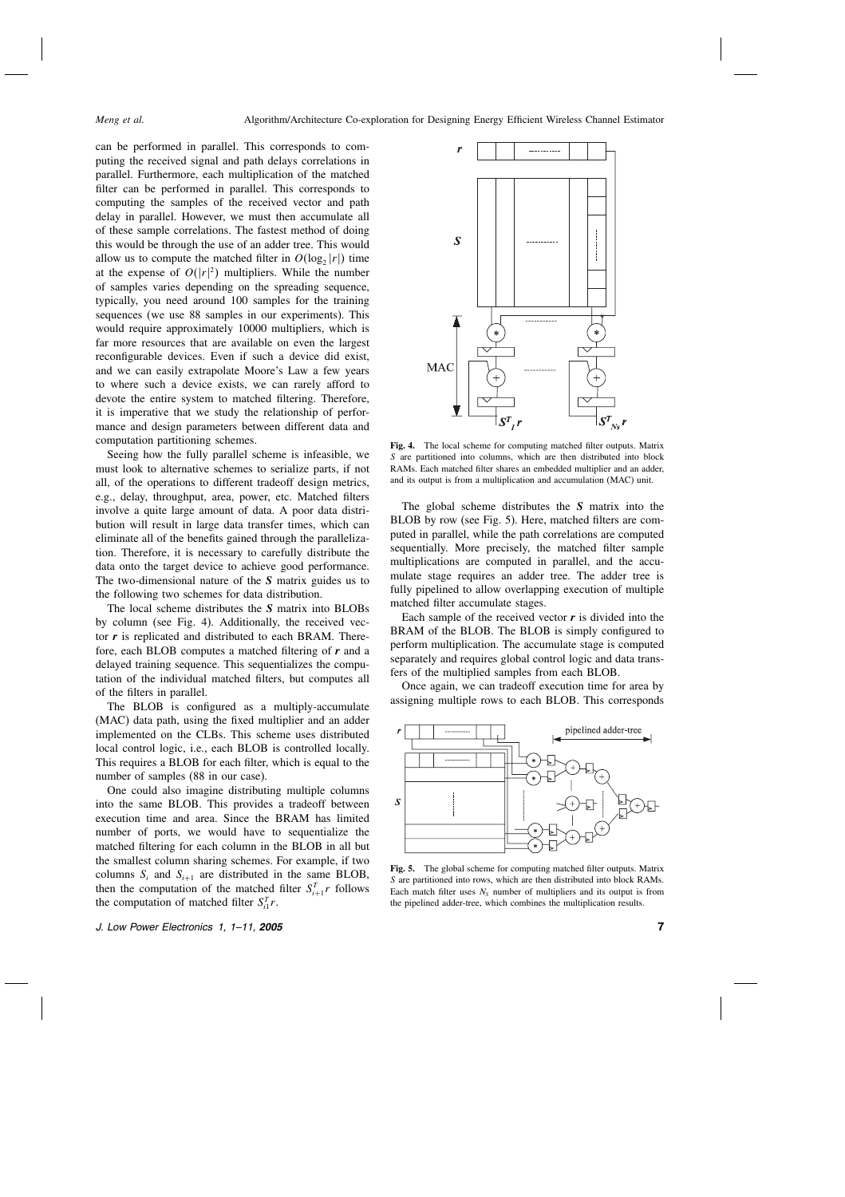can be performed in parallel. This corresponds to computing the received signal and path delays correlations in parallel. Furthermore, each multiplication of the matched filter can be performed in parallel. This corresponds to computing the samples of the received vector and path delay in parallel. However, we must then accumulate all of these sample correlations. The fastest method of doing this would be through the use of an adder tree. This would allow us to compute the matched filter in $O(\log_2 |r|)$ time at the expense of $O(|r|^2)$ multipliers. While the number of samples varies depending on the spreading sequence, typically, you need around 100 samples for the training sequences (we use 88 samples in our experiments). This would require approximately 10000 multipliers, which is far more resources that are available on even the largest reconfigurable devices. Even if such a device did exist, and we can easily extrapolate Moore's Law a few years to where such a device exists, we can rarely afford to devote the entire system to matched filtering. Therefore, it is imperative that we study the relationship of performance and design parameters between different data and computation partitioning schemes.

Seeing how the fully parallel scheme is infeasible, we must look to alternative schemes to serialize parts, if not all, of the operations to different tradeoff design metrics, e.g., delay, throughput, area, power, etc. Matched filters involve a quite large amount of data. A poor data distribution will result in large data transfer times, which can eliminate all of the benefits gained through the parallelization. Therefore, it is necessary to carefully distribute the data onto the target device to achieve good performance. The two-dimensional nature of the $\boldsymbol{S}$ matrix guides us to the following two schemes for data distribution.

The local scheme distributes the $\boldsymbol{S}$ matrix into BLOBs by column (see Fig. 4). Additionally, the received vector $\boldsymbol{r}$ is replicated and distributed to each BRAM. Therefore, each BLOB computes a matched filtering of $\boldsymbol{r}$ and a delayed training sequence. This sequentializes the computation of the individual matched filters, but computes all of the filters in parallel.

The BLOB is configured as a multiply-accumulate (MAC) data path, using the fixed multiplier and an adder implemented on the CLBs. This scheme uses distributed local control logic, i.e., each BLOB is controlled locally. This requires a BLOB for each filter, which is equal to the number of samples (88 in our case).

One could also imagine distributing multiple columns into the same BLOB. This provides a tradeoff between execution time and area. Since the BRAM has limited number of ports, we would have to sequentialize the matched filtering for each column in the BLOB in all but the smallest column sharing schemes. For example, if two columns $S_i$ and $S_{i+1}$ are distributed in the same BLOB, then the computation of the matched filter $S_{i+1}^T r$ follows the computation of matched filter $S_{i1}^T r$.

Fig. 4. The local scheme for computing matched filter outputs. Matrix $S$ are partitioned into columns, which are then distributed into block RAMs. Each matched filter shares an embedded multiplier and an adder, and its output is from a multiplication and accumulation (MAC) unit.

The global scheme distributes the $\boldsymbol{S}$ matrix into the BLOB by row (see Fig. 5). Here, matched filters are computed in parallel, while the path correlations are computed sequentially. More precisely, the matched filter sample multiplications are computed in parallel, and the accumulate stage requires an adder tree. The adder tree is fully pipelined to allow overlapping execution of multiple matched filter accumulate stages.

Each sample of the received vector $\boldsymbol{r}$ is divided into the BRAM of the BLOB. The BLOB is simply configured to perform multiplication. The accumulate stage is computed separately and requires global control logic and data transfers of the multiplied samples from each BLOB.

Once again, we can tradeoff execution time for area by assigning multiple rows to each BLOB. This corresponds

Fig. 5. The global scheme for computing matched filter outputs. Matrix $S$ are partitioned into rows, which are then distributed into block RAMs. Each match filter uses $N_S$ number of multipliers and its output is from the pipelined adder-tree, which combines the multiplication results.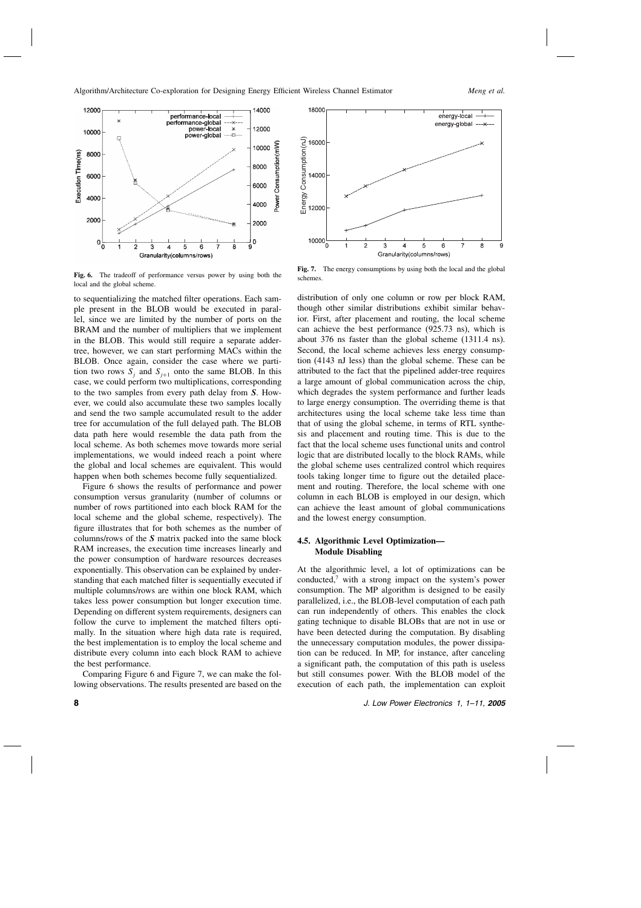Fig. 6. The tradeoff of performance versus power by using both the local and the global scheme.

Fig. 7. The energy consumptions by using both the local and the global schemes.

to sequentializing the matched filter operations. Each sample present in the BLOB would be executed in parallel, since we are limited by the number of ports on the BRAM and the number of multipliers that we implement in the BLOB. This would still require a separate adder-tree, however, we can start performing MACs within the BLOB. Once again, consider the case where we partition two rows $S_j$ and $S_{j+1}$ onto the same BLOB. In this case, we could perform two multiplications, corresponding to the two samples from every path delay from $\boldsymbol{S}$. However, we could also accumulate these two samples locally and send the two sample accumulated result to the adder tree for accumulation of the full delayed path. The BLOB data path here would resemble the data path from the local scheme. As both schemes move towards more serial implementations, we would indeed reach a point where the global and local schemes are equivalent. This would happen when both schemes become fully sequentialized.

Figure 6 shows the results of performance and power consumption versus granularity (number of columns or number of rows partitioned into each block RAM for the local scheme and the global scheme, respectively). The figure illustrates that for both schemes as the number of columns/rows of the $\boldsymbol{S}$ matrix packed into the same block RAM increases, the execution time increases linearly and the power consumption of hardware resources decreases exponentially. This observation can be explained by understanding that each matched filter is sequentially executed if multiple columns/rows are within one block RAM, which takes less power consumption but longer execution time. Depending on different system requirements, designers can follow the curve to implement the matched filters optimally. In the situation where high data rate is required, the best implementation is to employ the local scheme and distribute every column into each block RAM to achieve the best performance.

Comparing Figure 6 and Figure 7, we can make the following observations. The results presented are based on the distribution of only one column or row per block RAM, though other similar distributions exhibit similar behavior. First, after placement and routing, the local scheme can achieve the best performance (925.73 ns), which is about 376 ns faster than the global scheme (1311.4 ns). Second, the local scheme achieves less energy consumption (4143 nJ less) than the global scheme. These can be attributed to the fact that the pipelined adder-tree requires a large amount of global communication across the chip, which degrades the system performance and further leads to large energy consumption. The overriding theme is that architectures using the local scheme take less time than that of using the global scheme, in terms of RTL synthesis and placement and routing time. This is due to the fact that the local scheme uses functional units and control logic that are distributed locally to the block RAMs, while the global scheme uses centralized control which requires tools taking longer time to figure out the detailed placement and routing. Therefore, the local scheme with one column in each BLOB is employed in our design, which can achieve the least amount of global communications and the lowest energy consumption.

### 4.5. Algorithmic Level Optimization—Module Disabling

At the algorithmic level, a lot of optimizations can be conducted,[7] with a strong impact on the system's power consumption. The MP algorithm is designed to be easily parallelized, i.e., the BLOB-level computation of each path can run independently of others. This enables the clock gating technique to disable BLOBs that are not in use or have been detected during the computation. By disabling the unnecessary computation modules, the power dissipation can be reduced. In MP, for instance, after canceling a significant path, the computation of this path is useless but still consumes power. With the BLOB model of the execution of each path, the implementation can exploit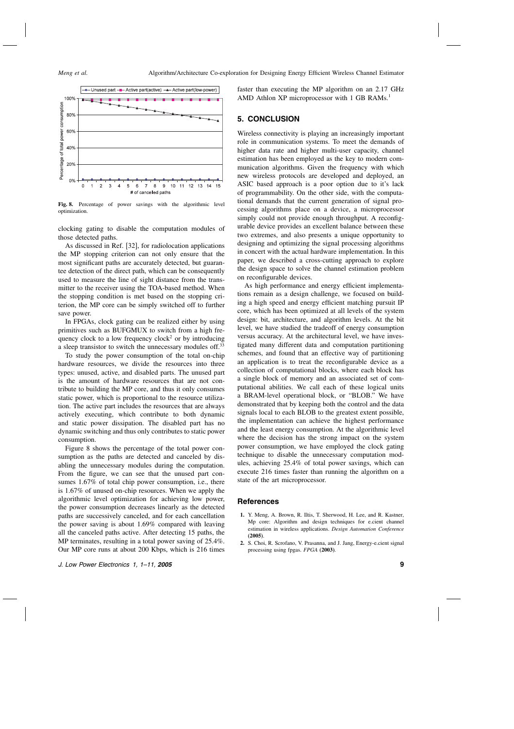Fig. 8. Percentage of power savings with the algorithmic level optimization.

clocking gating to disable the computation modules of those detected paths.

As discussed in Ref. [32], for radiolocation applications the MP stopping criterion can not only ensure that the most significant paths are accurately detected, but guarantee detection of the direct path, which can be consequently used to measure the line of sight distance from the transmitter to the receiver using the TOA-based method. When the stopping condition is met based on the stopping criterion, the MP core can be simply switched off to further save power.

In FPGAs, clock gating can be realized either by using primitives such as BUFGMUX to switch from a high frequency clock to a low frequency clock[2] or by introducing a sleep transistor to switch the unnecessary modules off.[33]

To study the power consumption of the total on-chip hardware resources, we divide the resources into three types: unused, active, and disabled parts. The unused part is the amount of hardware resources that are not contribute to building the MP core, and thus it only consumes static power, which is proportional to the resource utilization. The active part includes the resources that are always actively executing, which contribute to both dynamic and static power dissipation. The disabled part has no dynamic switching and thus only contributes to static power consumption.

Figure 8 shows the percentage of the total power consumption as the paths are detected and canceled by disabling the unnecessary modules during the computation. From the figure, we can see that the unused part consumes 1.67% of total chip power consumption, i.e., there is 1.67% of unused on-chip resources. When we apply the algorithmic level optimization for achieving low power, the power consumption decreases linearly as the detected paths are successively canceled, and for each cancellation the power saving is about 1.69% compared with leaving all the canceled paths active. After detecting 15 paths, the MP terminates, resulting in a total power saving of 25.4%. Our MP core runs at about 200 Kbps, which is 216 times faster than executing the MP algorithm on an 2.17 GHz AMD Athlon XP microprocessor with 1 GB RAMs.[1]

## 5. CONCLUSION

Wireless connectivity is playing an increasingly important role in communication systems. To meet the demands of higher data rate and higher multi-user capacity, channel estimation has been employed as the key to modern communication algorithms. Given the frequency with which new wireless protocols are developed and deployed, an ASIC based approach is a poor option due to it's lack of programmability. On the other side, with the computational demands that the current generation of signal processing algorithms place on a device, a microprocessor simply could not provide enough throughput. A reconfigurable device provides an excellent balance between these two extremes, and also presents a unique opportunity to designing and optimizing the signal processing algorithms in concert with the actual hardware implementation. In this paper, we described a cross-cutting approach to explore the design space to solve the channel estimation problem on reconfigurable devices.

As high performance and energy efficient implementations remain as a design challenge, we focused on building a high speed and energy efficient matching pursuit IP core, which has been optimized at all levels of the system design: bit, architecture, and algorithm levels. At the bit level, we have studied the tradeoff of energy consumption versus accuracy. At the architectural level, we have investigated many different data and computation partitioning schemes, and found that an effective way of partitioning an application is to treat the reconfigurable device as a collection of computational blocks, where each block has a single block of memory and an associated set of computational abilities. We call each of these logical units a BRAM-level operational block, or "BLOB." We have demonstrated that by keeping both the control and the data signals local to each BLOB to the greatest extent possible, the implementation can achieve the highest performance and the least energy consumption. At the algorithmic level where the decision has the strong impact on the system power consumption, we have employed the clock gating technique to disable the unnecessary computation modules, achieving 25.4% of total power savings, which can execute 216 times faster than running the algorithm on a state of the art microprocessor.

## References

1. Y. Meng, A. Brown, R. Iltis, T. Sherwood, H. Lee, and R. Kastner, Mp core: Algorithm and design techniques for e.cient channel estimation in wireless applications. *Design Automation Conference* **(2005)**.
2. S. Choi, R. Scrofano, V. Prasanna, and J. Jang, Energy-e.cient signal processing using fpgas. *FPGA* **(2003)**.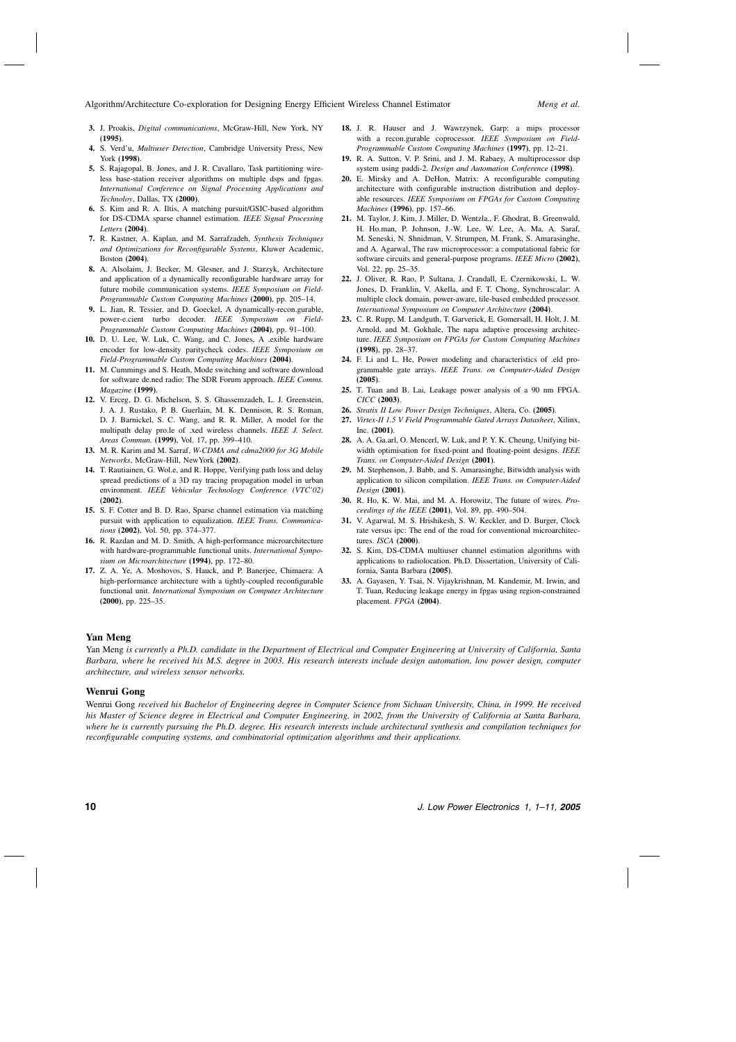3. J. Proakis, *Digital communications*, McGraw-Hill, New York, NY **(1995)**.
4. S. Verd'u, *Multiuser Detection*, Cambridge University Press, New York **(1998)**.
5. S. Rajagopal, B. Jones, and J. R. Cavallaro, Task partitioning wireless base-station receiver algorithms on multiple dsps and fpgas. *International Conference on Signal Processing Applications and Technoloy*, Dallas, TX **(2000)**.
6. S. Kim and R. A. Iltis, A matching pursuit/GSIC-based algorithm for DS-CDMA sparse channel estimation. *IEEE Signal Processing Letters* **(2004)**.
7. R. Kastner, A. Kaplan, and M. Sarrafzadeh, *Synthesis Techniques and Optimizations for Reconfigurable Systems*, Kluwer Academic, Boston **(2004)**.
8. A. Alsolaim, J. Becker, M. Glesner, and J. Starzyk, Architecture and application of a dynamically reconfigurable hardware array for future mobile communication systems. *IEEE Symposium on Field-Programmable Custom Computing Machines* **(2000)**, pp. 205–14.
9. L. Jian, R. Tessier, and D. Goeckel, A dynamically-recon.gurable, power-e.cient turbo decoder. *IEEE Symposium on Field-Programmable Custom Computing Machines* **(2004)**, pp. 91–100.
10. D. U. Lee, W. Luk, C. Wang, and C. Jones, A .exible hardware encoder for low-density paritycheck codes. *IEEE Symposium on Field-Programmable Custom Computing Machines* **(2004)**.
11. M. Cummings and S. Heath, Mode switching and software download for software de.ned radio: The SDR Forum approach. *IEEE Comms. Magazine* **(1999)**.
12. V. Erceg, D. G. Michelson, S. S. Ghassemzadeh, L. J. Greenstein, J. A. J. Rustako, P. B. Guerlain, M. K. Dennison, R. S. Roman, D. J. Barnickel, S. C. Wang, and R. R. Miller, A model for the multipath delay pro.le of .xed wireless channels. *IEEE J. Select. Areas Commun.* **(1999)**, Vol. 17, pp. 399–410.
13. M. R. Karim and M. Sarraf, *W-CDMA and cdma2000 for 3G Mobile Networks*, McGraw-Hill, NewYork **(2002)**.
14. T. Rautiainen, G. Wol.e, and R. Hoppe, Verifying path loss and delay spread predictions of a 3D ray tracing propagation model in urban environment. *IEEE Vehicular Technology Conference (VTC'02)* **(2002)**.
15. S. F. Cotter and B. D. Rao, Sparse channel estimation via matching pursuit with application to equalization. *IEEE Trans. Communications* **(2002)**, Vol. 50, pp. 374–377.
16. R. Razdan and M. D. Smith, A high-performance microarchitecture with hardware-programmable functional units. *International Symposium on Microarchitecture* **(1994)**, pp. 172–80.
17. Z. A. Ye, A. Moshovos, S. Hauck, and P. Banerjee, Chimaera: A high-performance architecture with a tightly-coupled reconfigurable functional unit. *International Symposium on Computer Architecture* **(2000)**, pp. 225–35.
18. J. R. Hauser and J. Wawrzynek, Garp: a mips processor with a recon.gurable coprocessor. *IEEE Symposium on Field-Programmable Custom Computing Machines* **(1997)**, pp. 12–21.
19. R. A. Sutton, V. P. Srini, and J. M. Rabaey, A multiprocessor dsp system using paddi-2. *Design and Automation Conference* **(1998)**.
20. E. Mirsky and A. DeHon, Matrix: A reconfigurable computing architecture with configurable instruction distribution and deployable resources. *IEEE Symposium on FPGAs for Custom Computing Machines* **(1996)**, pp. 157–66.
21. M. Taylor, J. Kim, J. Miller, D. Wentzla., F. Ghodrat, B. Greenwald, H. Ho.man, P. Johnson, J.-W. Lee, W. Lee, A. Ma, A. Saraf, M. Seneski, N. Shnidman, V. Strumpen, M. Frank, S. Amarasinghe, and A. Agarwal, The raw microprocessor: a computational fabric for software circuits and general-purpose programs. *IEEE Micro* **(2002)**, Vol. 22, pp. 25–35.
22. J. Oliver, R. Rao, P. Sultana, J. Crandall, E. Czernikowski, L. W. Jones, D. Franklin, V. Akella, and F. T. Chong, Synchroscalar: A multiple clock domain, power-aware, tile-based embedded processor. *International Symposium on Computer Architecture* **(2004)**.
23. C. R. Rupp, M. Landguth, T. Garverick, E. Gomersall, H. Holt, J. M. Arnold, and M. Gokhale, The napa adaptive processing architecture. *IEEE Symposium on FPGAs for Custom Computing Machines* **(1998)**, pp. 28–37.
24. F. Li and L. He, Power modeling and characteristics of .eld programmable gate arrays. *IEEE Trans. on Computer-Aided Design* **(2005)**.
25. T. Tuan and B. Lai, Leakage power analysis of a 90 nm FPGA. *CICC* **(2003)**.
26. *Stratix II Low Power Design Techniques*, Altera, Co. **(2005)**.
27. *Virtex-II 1.5 V Field Programmable Gated Arrays Datasheet*, Xilinx, Inc. **(2001)**.
28. A. A. Ga.arl, O. Mencerl, W. Luk, and P. Y. K. Cheung, Unifying bitwidth optimisation for fixed-point and floating-point designs. *IEEE Trans. on Computer-Aided Design* **(2001)**.
29. M. Stephenson, J. Babb, and S. Amarasinghe, Bitwidth analysis with application to silicon compilation. *IEEE Trans. on Computer-Aided Design* **(2001)**.
30. R. Ho, K. W. Mai, and M. A. Horowitz, The future of wires. *Proceedings of the IEEE* **(2001)**, Vol. 89, pp. 490–504.
31. V. Agarwal, M. S. Hrishikesh, S. W. Keckler, and D. Burger, Clock rate versus ipc: The end of the road for conventional microarchitectures. *ISCA* **(2000)**.
32. S. Kim, DS-CDMA multiuser channel estimation algorithms with applications to radiolocation. Ph.D. Dissertation, University of California, Santa Barbara **(2005)**.
33. A. Gayasen, Y. Tsai, N. Vijaykrishnan, M. Kandemir, M. Irwin, and T. Tuan, Reducing leakage energy in fpgas using region-constrained placement. *FPGA* **(2004)**.

### Yan Meng

Yan Meng *is currently a Ph.D. candidate in the Department of Electrical and Computer Engineering at University of California, Santa Barbara, where he received his M.S. degree in 2003. His research interests include design automation, low power design, computer architecture, and wireless sensor networks.*

### Wenrui Gong

Wenrui Gong *received his Bachelor of Engineering degree in Computer Science from Sichuan University, China, in 1999. He received his Master of Science degree in Electrical and Computer Engineering, in 2002, from the University of California at Santa Barbara, where he is currently pursuing the Ph.D. degree. His research interests include architectural synthesis and compilation techniques for reconfigurable computing systems, and combinatorial optimization algorithms and their applications.*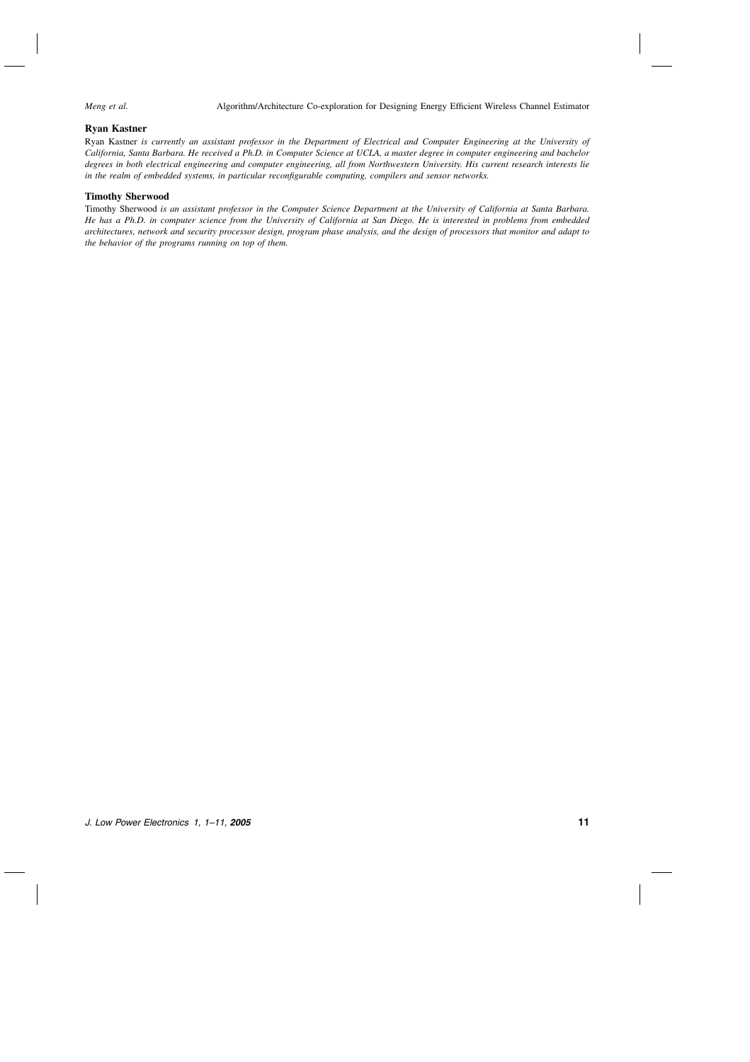### Ryan Kastner

Ryan Kastner *is currently an assistant professor in the Department of Electrical and Computer Engineering at the University of California, Santa Barbara. He received a Ph.D. in Computer Science at UCLA, a master degree in computer engineering and bachelor degrees in both electrical engineering and computer engineering, all from Northwestern University. His current research interests lie in the realm of embedded systems, in particular reconfigurable computing, compilers and sensor networks.*

### Timothy Sherwood

Timothy Sherwood *is an assistant professor in the Computer Science Department at the University of California at Santa Barbara. He has a Ph.D. in computer science from the University of California at San Diego. He is interested in problems from embedded architectures, network and security processor design, program phase analysis, and the design of processors that monitor and adapt to the behavior of the programs running on top of them.*